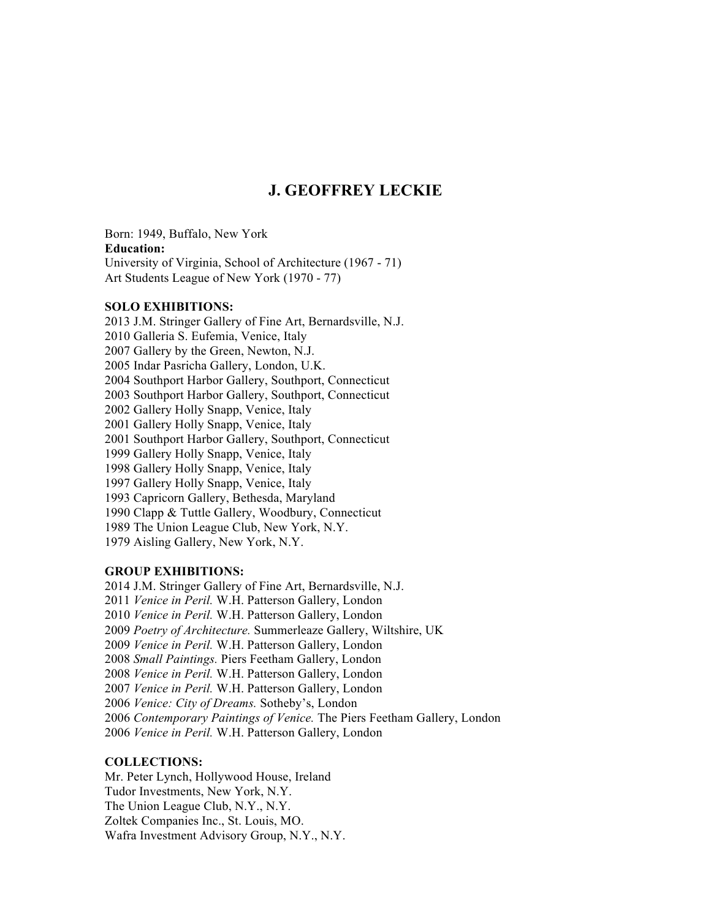# J. GEOFFREY LECKIE

Born: 1949, Buffalo, New York

**Education:**

University of Virginia, School of Architecture (1967 - 71)
Art Students League of New York (1970 - 77)

**SOLO EXHIBITIONS:**

2013 J.M. Stringer Gallery of Fine Art, Bernardsville, N.J.
2010 Galleria S. Eufemia, Venice, Italy
2007 Gallery by the Green, Newton, N.J.
2005 Indar Pasricha Gallery, London, U.K.
2004 Southport Harbor Gallery, Southport, Connecticut
2003 Southport Harbor Gallery, Southport, Connecticut
2002 Gallery Holly Snapp, Venice, Italy
2001 Gallery Holly Snapp, Venice, Italy
2001 Southport Harbor Gallery, Southport, Connecticut
1999 Gallery Holly Snapp, Venice, Italy
1998 Gallery Holly Snapp, Venice, Italy
1997 Gallery Holly Snapp, Venice, Italy
1993 Capricorn Gallery, Bethesda, Maryland
1990 Clapp & Tuttle Gallery, Woodbury, Connecticut
1989 The Union League Club, New York, N.Y.
1979 Aisling Gallery, New York, N.Y.

**GROUP EXHIBITIONS:**

2014 J.M. Stringer Gallery of Fine Art, Bernardsville, N.J.
2011 *Venice in Peril.* W.H. Patterson Gallery, London
2010 *Venice in Peril.* W.H. Patterson Gallery, London
2009 *Poetry of Architecture.* Summerleaze Gallery, Wiltshire, UK
2009 *Venice in Peril.* W.H. Patterson Gallery, London
2008 *Small Paintings.* Piers Feetham Gallery, London
2008 *Venice in Peril.* W.H. Patterson Gallery, London
2007 *Venice in Peril.* W.H. Patterson Gallery, London
2006 *Venice: City of Dreams.* Sotheby's, London
2006 *Contemporary Paintings of Venice.* The Piers Feetham Gallery, London
2006 *Venice in Peril.* W.H. Patterson Gallery, London

**COLLECTIONS:**

Mr. Peter Lynch, Hollywood House, Ireland
Tudor Investments, New York, N.Y.
The Union League Club, N.Y., N.Y.
Zoltek Companies Inc., St. Louis, MO.
Wafra Investment Advisory Group, N.Y., N.Y.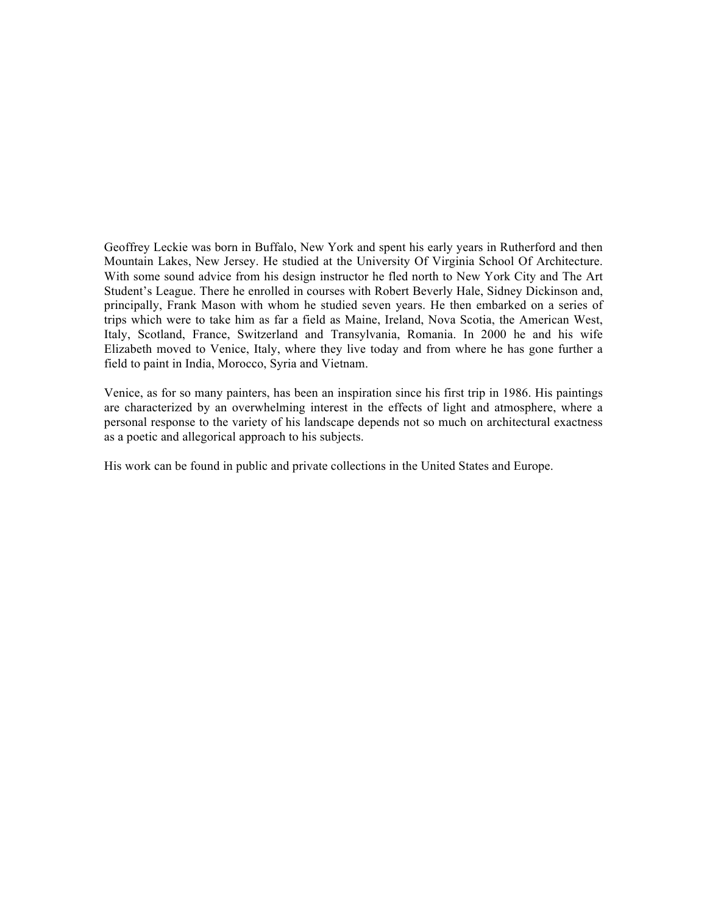Geoffrey Leckie was born in Buffalo, New York and spent his early years in Rutherford and then Mountain Lakes, New Jersey. He studied at the University Of Virginia School Of Architecture. With some sound advice from his design instructor he fled north to New York City and The Art Student's League. There he enrolled in courses with Robert Beverly Hale, Sidney Dickinson and, principally, Frank Mason with whom he studied seven years. He then embarked on a series of trips which were to take him as far a field as Maine, Ireland, Nova Scotia, the American West, Italy, Scotland, France, Switzerland and Transylvania, Romania. In 2000 he and his wife Elizabeth moved to Venice, Italy, where they live today and from where he has gone further a field to paint in India, Morocco, Syria and Vietnam.

Venice, as for so many painters, has been an inspiration since his first trip in 1986. His paintings are characterized by an overwhelming interest in the effects of light and atmosphere, where a personal response to the variety of his landscape depends not so much on architectural exactness as a poetic and allegorical approach to his subjects.

His work can be found in public and private collections in the United States and Europe.